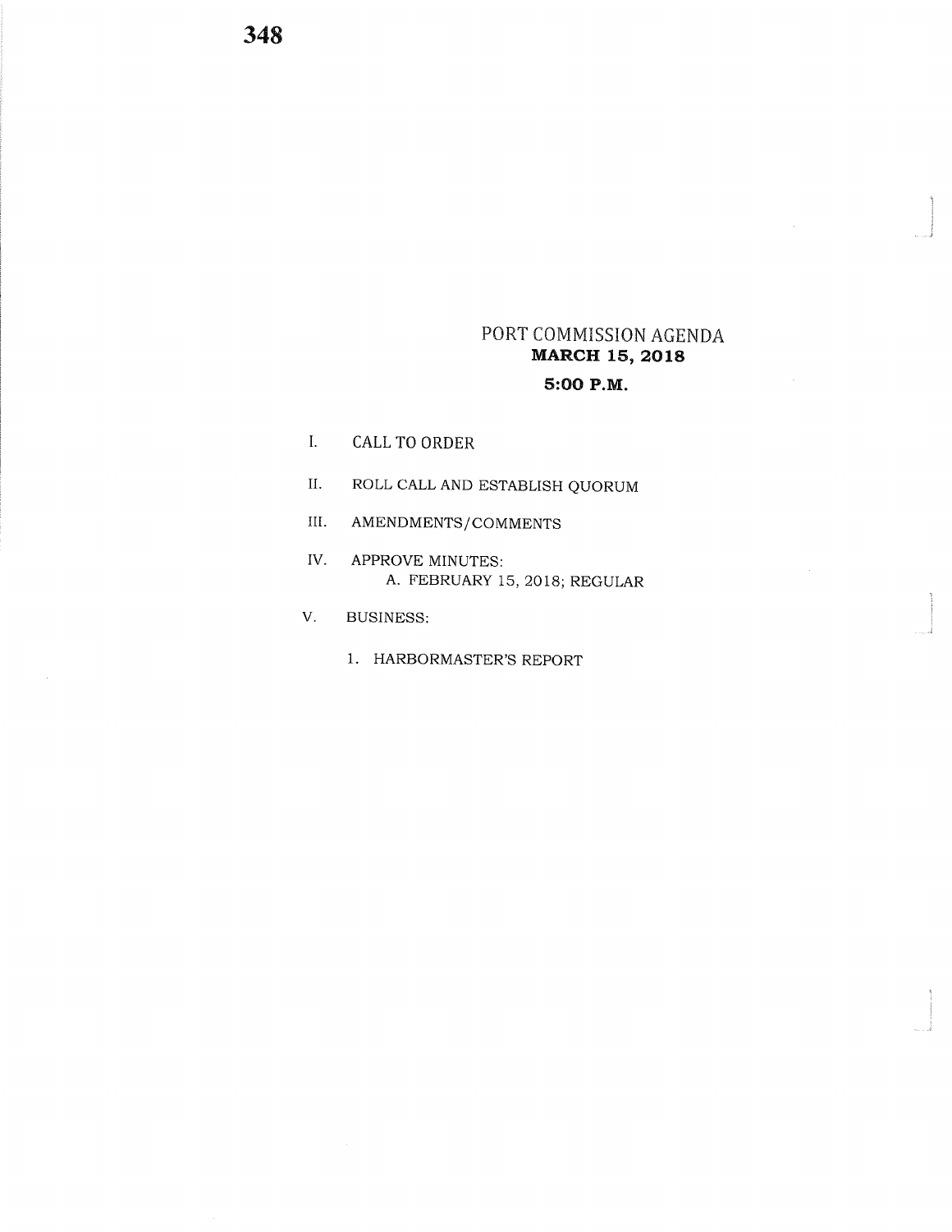# PORT COMMISSION AGENDA

**MARCH 15, 2018**

**5:00 P.M.**

I. CALL TO ORDER

II. ROLL CALL AND ESTABLISH QUORUM

III. AMENDMENTS/COMMENTS

IV. APPROVE MINUTES:
   A. FEBRUARY 15, 2018; REGULAR

V. BUSINESS:

   1. HARBORMASTER'S REPORT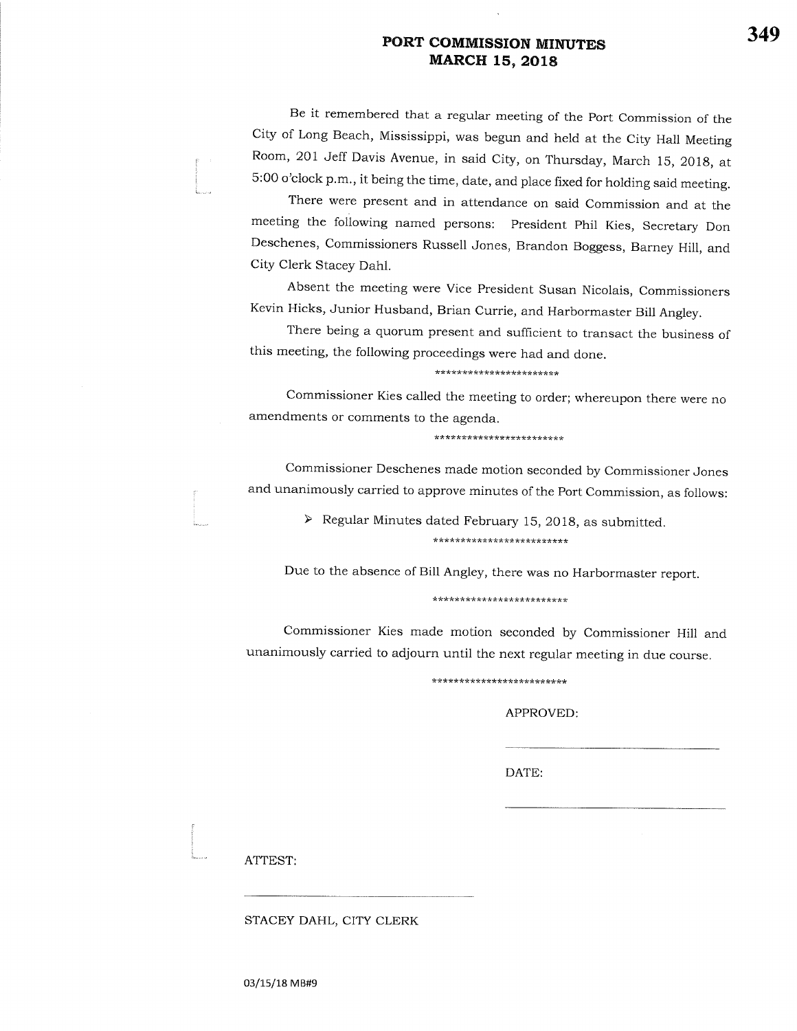# PORT COMMISSION MINUTES
## MARCH 15, 2018

Be it remembered that a regular meeting of the Port Commission of the City of Long Beach, Mississippi, was begun and held at the City Hall Meeting Room, 201 Jeff Davis Avenue, in said City, on Thursday, March 15, 2018, at 5:00 o'clock p.m., it being the time, date, and place fixed for holding said meeting.

There were present and in attendance on said Commission and at the meeting the following named persons: President Phil Kies, Secretary Don Deschenes, Commissioners Russell Jones, Brandon Boggess, Barney Hill, and City Clerk Stacey Dahl.

Absent the meeting were Vice President Susan Nicolais, Commissioners Kevin Hicks, Junior Husband, Brian Currie, and Harbormaster Bill Angley.

There being a quorum present and sufficient to transact the business of this meeting, the following proceedings were had and done.

***********************

Commissioner Kies called the meeting to order; whereupon there were no amendments or comments to the agenda.

************************

Commissioner Deschenes made motion seconded by Commissioner Jones and unanimously carried to approve minutes of the Port Commission, as follows:

- Regular Minutes dated February 15, 2018, as submitted.

*************************

Due to the absence of Bill Angley, there was no Harbormaster report.

*************************

Commissioner Kies made motion seconded by Commissioner Hill and unanimously carried to adjourn until the next regular meeting in due course.

*************************

APPROVED:

\_\_\_\_\_\_\_\_\_\_\_\_\_\_\_\_\_\_\_\_\_\_\_\_\_\_\_\_\_\_

DATE:

\_\_\_\_\_\_\_\_\_\_\_\_\_\_\_\_\_\_\_\_\_\_\_\_\_\_\_\_\_\_

ATTEST:

\_\_\_\_\_\_\_\_\_\_\_\_\_\_\_\_\_\_\_\_\_\_\_\_\_\_\_\_\_\_

STACEY DAHL, CITY CLERK

03/15/18 MB#9